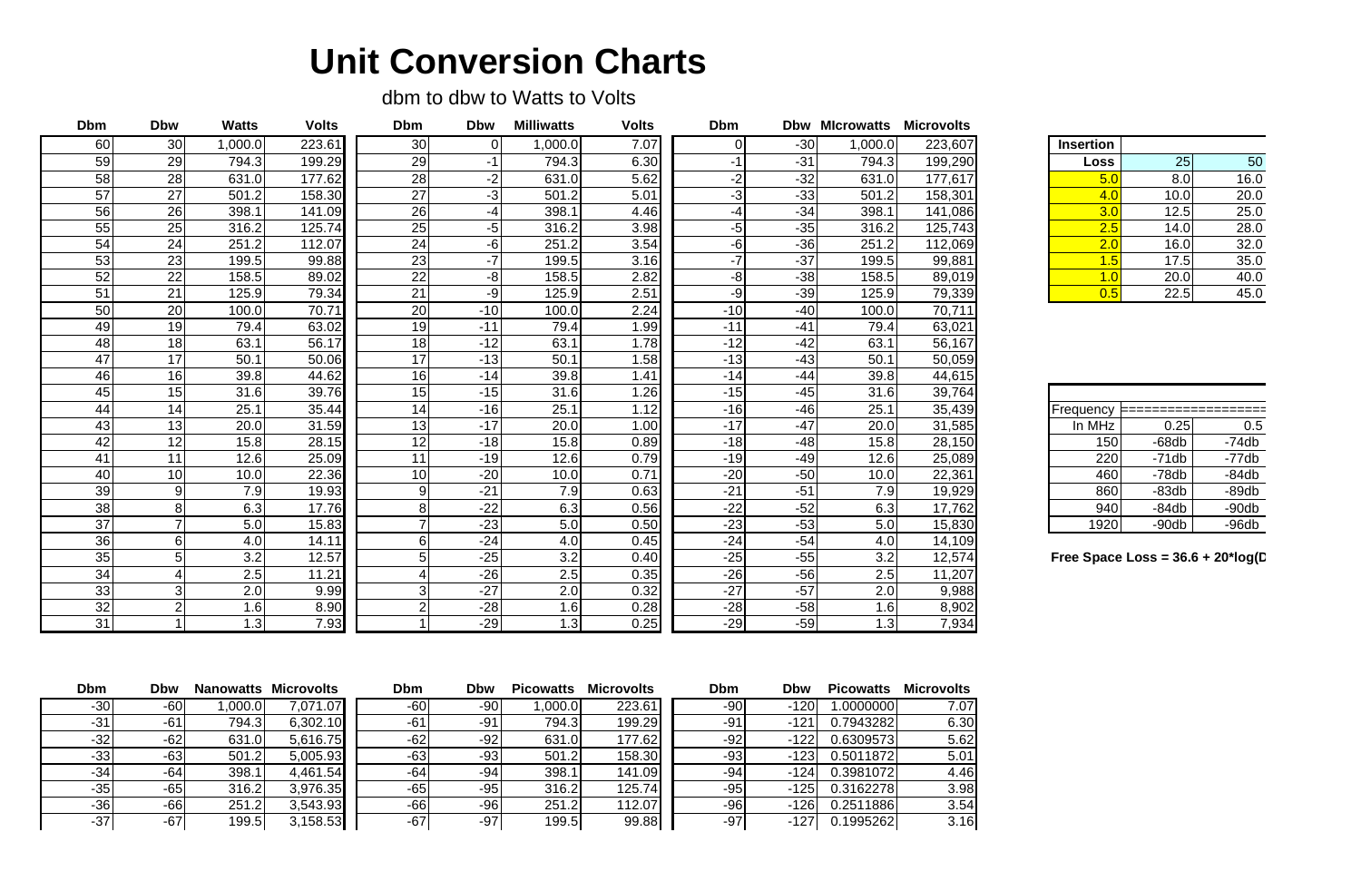# Unit Conversion Charts

dbm to dbw to Watts to Volts

| Dbm | Dbw | Watts | Volts |
|---|---|---|---|
| 60 | 30 | 1,000.0 | 223.61 |
| 59 | 29 | 794.3 | 199.29 |
| 58 | 28 | 631.0 | 177.62 |
| 57 | 27 | 501.2 | 158.30 |
| 56 | 26 | 398.1 | 141.09 |
| 55 | 25 | 316.2 | 125.74 |
| 54 | 24 | 251.2 | 112.07 |
| 53 | 23 | 199.5 | 99.88 |
| 52 | 22 | 158.5 | 89.02 |
| 51 | 21 | 125.9 | 79.34 |
| 50 | 20 | 100.0 | 70.71 |
| 49 | 19 | 79.4 | 63.02 |
| 48 | 18 | 63.1 | 56.17 |
| 47 | 17 | 50.1 | 50.06 |
| 46 | 16 | 39.8 | 44.62 |
| 45 | 15 | 31.6 | 39.76 |
| 44 | 14 | 25.1 | 35.44 |
| 43 | 13 | 20.0 | 31.59 |
| 42 | 12 | 15.8 | 28.15 |
| 41 | 11 | 12.6 | 25.09 |
| 40 | 10 | 10.0 | 22.36 |
| 39 | 9 | 7.9 | 19.93 |
| 38 | 8 | 6.3 | 17.76 |
| 37 | 7 | 5.0 | 15.83 |
| 36 | 6 | 4.0 | 14.11 |
| 35 | 5 | 3.2 | 12.57 |
| 34 | 4 | 2.5 | 11.21 |
| 33 | 3 | 2.0 | 9.99 |
| 32 | 2 | 1.6 | 8.90 |
| 31 | 1 | 1.3 | 7.93 |

| Dbm | Dbw | Milliwatts | Volts |
|---|---|---|---|
| 30 | 0 | 1,000.0 | 7.07 |
| 29 | -1 | 794.3 | 6.30 |
| 28 | -2 | 631.0 | 5.62 |
| 27 | -3 | 501.2 | 5.01 |
| 26 | -4 | 398.1 | 4.46 |
| 25 | -5 | 316.2 | 3.98 |
| 24 | -6 | 251.2 | 3.54 |
| 23 | -7 | 199.5 | 3.16 |
| 22 | -8 | 158.5 | 2.82 |
| 21 | -9 | 125.9 | 2.51 |
| 20 | -10 | 100.0 | 2.24 |
| 19 | -11 | 79.4 | 1.99 |
| 18 | -12 | 63.1 | 1.78 |
| 17 | -13 | 50.1 | 1.58 |
| 16 | -14 | 39.8 | 1.41 |
| 15 | -15 | 31.6 | 1.26 |
| 14 | -16 | 25.1 | 1.12 |
| 13 | -17 | 20.0 | 1.00 |
| 12 | -18 | 15.8 | 0.89 |
| 11 | -19 | 12.6 | 0.79 |
| 10 | -20 | 10.0 | 0.71 |
| 9 | -21 | 7.9 | 0.63 |
| 8 | -22 | 6.3 | 0.56 |
| 7 | -23 | 5.0 | 0.50 |
| 6 | -24 | 4.0 | 0.45 |
| 5 | -25 | 3.2 | 0.40 |
| 4 | -26 | 2.5 | 0.35 |
| 3 | -27 | 2.0 | 0.32 |
| 2 | -28 | 1.6 | 0.28 |
| 1 | -29 | 1.3 | 0.25 |

| Dbm | Dbw | MIcrowatts | Microvolts |
|---|---|---|---|
| 0 | -30 | 1,000.0 | 223,607 |
| -1 | -31 | 794.3 | 199,290 |
| -2 | -32 | 631.0 | 177,617 |
| -3 | -33 | 501.2 | 158,301 |
| -4 | -34 | 398.1 | 141,086 |
| -5 | -35 | 316.2 | 125,743 |
| -6 | -36 | 251.2 | 112,069 |
| -7 | -37 | 199.5 | 99,881 |
| -8 | -38 | 158.5 | 89,019 |
| -9 | -39 | 125.9 | 79,339 |
| -10 | -40 | 100.0 | 70,711 |
| -11 | -41 | 79.4 | 63,021 |
| -12 | -42 | 63.1 | 56,167 |
| -13 | -43 | 50.1 | 50,059 |
| -14 | -44 | 39.8 | 44,615 |
| -15 | -45 | 31.6 | 39,764 |
| -16 | -46 | 25.1 | 35,439 |
| -17 | -47 | 20.0 | 31,585 |
| -18 | -48 | 15.8 | 28,150 |
| -19 | -49 | 12.6 | 25,089 |
| -20 | -50 | 10.0 | 22,361 |
| -21 | -51 | 7.9 | 19,929 |
| -22 | -52 | 6.3 | 17,762 |
| -23 | -53 | 5.0 | 15,830 |
| -24 | -54 | 4.0 | 14,109 |
| -25 | -55 | 3.2 | 12,574 |
| -26 | -56 | 2.5 | 11,207 |
| -27 | -57 | 2.0 | 9,988 |
| -28 | -58 | 1.6 | 8,902 |
| -29 | -59 | 1.3 | 7,934 |

| Insertion | | |
|---|---|---|
| Loss | 25 | 50 |
| 5.0 | 8.0 | 16.0 |
| 4.0 | 10.0 | 20.0 |
| 3.0 | 12.5 | 25.0 |
| 2.5 | 14.0 | 28.0 |
| 2.0 | 16.0 | 32.0 |
| 1.5 | 17.5 | 35.0 |
| 1.0 | 20.0 | 40.0 |
| 0.5 | 22.5 | 45.0 |

| Frequency | ================== | |
|---|---|---|
| In MHz | 0.25 | 0.5 |
| 150 | -68db | -74db |
| 220 | -71db | -77db |
| 460 | -78db | -84db |
| 860 | -83db | -89db |
| 940 | -84db | -90db |
| 1920 | -90db | -96db |

**Free Space Loss = 36.6 + 20*log(D**

| Dbm | Dbw | Nanowatts | Microvolts |
|---|---|---|---|
| -30 | -60 | 1,000.0 | 7,071.07 |
| -31 | -61 | 794.3 | 6,302.10 |
| -32 | -62 | 631.0 | 5,616.75 |
| -33 | -63 | 501.2 | 5,005.93 |
| -34 | -64 | 398.1 | 4,461.54 |
| -35 | -65 | 316.2 | 3,976.35 |
| -36 | -66 | 251.2 | 3,543.93 |
| -37 | -67 | 199.5 | 3,158.53 |

| Dbm | Dbw | Picowatts | Microvolts |
|---|---|---|---|
| -60 | -90 | 1,000.0 | 223.61 |
| -61 | -91 | 794.3 | 199.29 |
| -62 | -92 | 631.0 | 177.62 |
| -63 | -93 | 501.2 | 158.30 |
| -64 | -94 | 398.1 | 141.09 |
| -65 | -95 | 316.2 | 125.74 |
| -66 | -96 | 251.2 | 112.07 |
| -67 | -97 | 199.5 | 99.88 |

| Dbm | Dbw | Picowatts | Microvolts |
|---|---|---|---|
| -90 | -120 | 1.0000000 | 7.07 |
| -91 | -121 | 0.7943282 | 6.30 |
| -92 | -122 | 0.6309573 | 5.62 |
| -93 | -123 | 0.5011872 | 5.01 |
| -94 | -124 | 0.3981072 | 4.46 |
| -95 | -125 | 0.3162278 | 3.98 |
| -96 | -126 | 0.2511886 | 3.54 |
| -97 | -127 | 0.1995262 | 3.16 |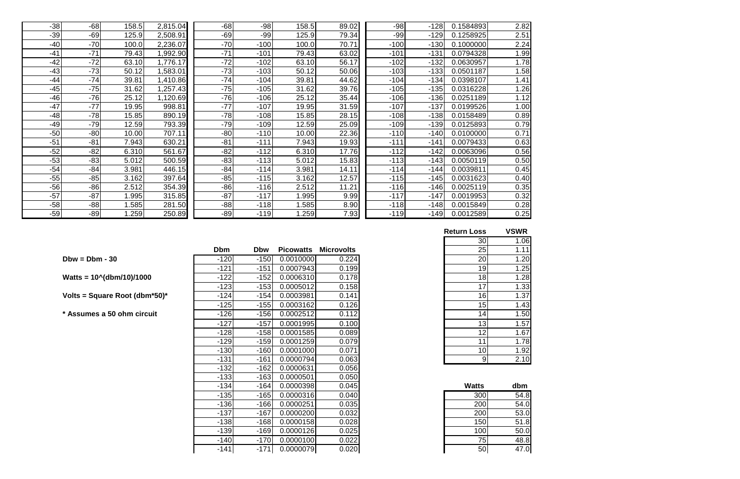| | | | |
|---|---|---|---|
| -38 | -68 | 158.5 | 2,815.04 |
| -39 | -69 | 125.9 | 2,508.91 |
| -40 | -70 | 100.0 | 2,236.07 |
| -41 | -71 | 79.43 | 1,992.90 |
| -42 | -72 | 63.10 | 1,776.17 |
| -43 | -73 | 50.12 | 1,583.01 |
| -44 | -74 | 39.81 | 1,410.86 |
| -45 | -75 | 31.62 | 1,257.43 |
| -46 | -76 | 25.12 | 1,120.69 |
| -47 | -77 | 19.95 | 998.81 |
| -48 | -78 | 15.85 | 890.19 |
| -49 | -79 | 12.59 | 793.39 |
| -50 | -80 | 10.00 | 707.11 |
| -51 | -81 | 7.943 | 630.21 |
| -52 | -82 | 6.310 | 561.67 |
| -53 | -83 | 5.012 | 500.59 |
| -54 | -84 | 3.981 | 446.15 |
| -55 | -85 | 3.162 | 397.64 |
| -56 | -86 | 2.512 | 354.39 |
| -57 | -87 | 1.995 | 315.85 |
| -58 | -88 | 1.585 | 281.50 |
| -59 | -89 | 1.259 | 250.89 |

| | | | |
|---|---|---|---|
| -68 | -98 | 158.5 | 89.02 |
| -69 | -99 | 125.9 | 79.34 |
| -70 | -100 | 100.0 | 70.71 |
| -71 | -101 | 79.43 | 63.02 |
| -72 | -102 | 63.10 | 56.17 |
| -73 | -103 | 50.12 | 50.06 |
| -74 | -104 | 39.81 | 44.62 |
| -75 | -105 | 31.62 | 39.76 |
| -76 | -106 | 25.12 | 35.44 |
| -77 | -107 | 19.95 | 31.59 |
| -78 | -108 | 15.85 | 28.15 |
| -79 | -109 | 12.59 | 25.09 |
| -80 | -110 | 10.00 | 22.36 |
| -81 | -111 | 7.943 | 19.93 |
| -82 | -112 | 6.310 | 17.76 |
| -83 | -113 | 5.012 | 15.83 |
| -84 | -114 | 3.981 | 14.11 |
| -85 | -115 | 3.162 | 12.57 |
| -86 | -116 | 2.512 | 11.21 |
| -87 | -117 | 1.995 | 9.99 |
| -88 | -118 | 1.585 | 8.90 |
| -89 | -119 | 1.259 | 7.93 |

| | | | |
|---|---|---|---|
| -98 | -128 | 0.1584893 | 2.82 |
| -99 | -129 | 0.1258925 | 2.51 |
| -100 | -130 | 0.1000000 | 2.24 |
| -101 | -131 | 0.0794328 | 1.99 |
| -102 | -132 | 0.0630957 | 1.78 |
| -103 | -133 | 0.0501187 | 1.58 |
| -104 | -134 | 0.0398107 | 1.41 |
| -105 | -135 | 0.0316228 | 1.26 |
| -106 | -136 | 0.0251189 | 1.12 |
| -107 | -137 | 0.0199526 | 1.00 |
| -108 | -138 | 0.0158489 | 0.89 |
| -109 | -139 | 0.0125893 | 0.79 |
| -110 | -140 | 0.0100000 | 0.71 |
| -111 | -141 | 0.0079433 | 0.63 |
| -112 | -142 | 0.0063096 | 0.56 |
| -113 | -143 | 0.0050119 | 0.50 |
| -114 | -144 | 0.0039811 | 0.45 |
| -115 | -145 | 0.0031623 | 0.40 |
| -116 | -146 | 0.0025119 | 0.35 |
| -117 | -147 | 0.0019953 | 0.32 |
| -118 | -148 | 0.0015849 | 0.28 |
| -119 | -149 | 0.0012589 | 0.25 |

**Dbw = Dbm - 30**

**Watts = 10^(dbm/10)/1000**

**Volts = Square Root (dbm*50)***

*** Assumes a 50 ohm circuit**

| Dbm | Dbw | Picowatts | Microvolts |
|---|---|---|---|
| -120 | -150 | 0.0010000 | 0.224 |
| -121 | -151 | 0.0007943 | 0.199 |
| -122 | -152 | 0.0006310 | 0.178 |
| -123 | -153 | 0.0005012 | 0.158 |
| -124 | -154 | 0.0003981 | 0.141 |
| -125 | -155 | 0.0003162 | 0.126 |
| -126 | -156 | 0.0002512 | 0.112 |
| -127 | -157 | 0.0001995 | 0.100 |
| -128 | -158 | 0.0001585 | 0.089 |
| -129 | -159 | 0.0001259 | 0.079 |
| -130 | -160 | 0.0001000 | 0.071 |
| -131 | -161 | 0.0000794 | 0.063 |
| -132 | -162 | 0.0000631 | 0.056 |
| -133 | -163 | 0.0000501 | 0.050 |
| -134 | -164 | 0.0000398 | 0.045 |
| -135 | -165 | 0.0000316 | 0.040 |
| -136 | -166 | 0.0000251 | 0.035 |
| -137 | -167 | 0.0000200 | 0.032 |
| -138 | -168 | 0.0000158 | 0.028 |
| -139 | -169 | 0.0000126 | 0.025 |
| -140 | -170 | 0.0000100 | 0.022 |
| -141 | -171 | 0.0000079 | 0.020 |

| Return Loss | VSWR |
|---|---|
| 30 | 1.06 |
| 25 | 1.11 |
| 20 | 1.20 |
| 19 | 1.25 |
| 18 | 1.28 |
| 17 | 1.33 |
| 16 | 1.37 |
| 15 | 1.43 |
| 14 | 1.50 |
| 13 | 1.57 |
| 12 | 1.67 |
| 11 | 1.78 |
| 10 | 1.92 |
| 9 | 2.10 |

| Watts | dbm |
|---|---|
| 300 | 54.8 |
| 200 | 54.0 |
| 200 | 53.0 |
| 150 | 51.8 |
| 100 | 50.0 |
| 75 | 48.8 |
| 50 | 47.0 |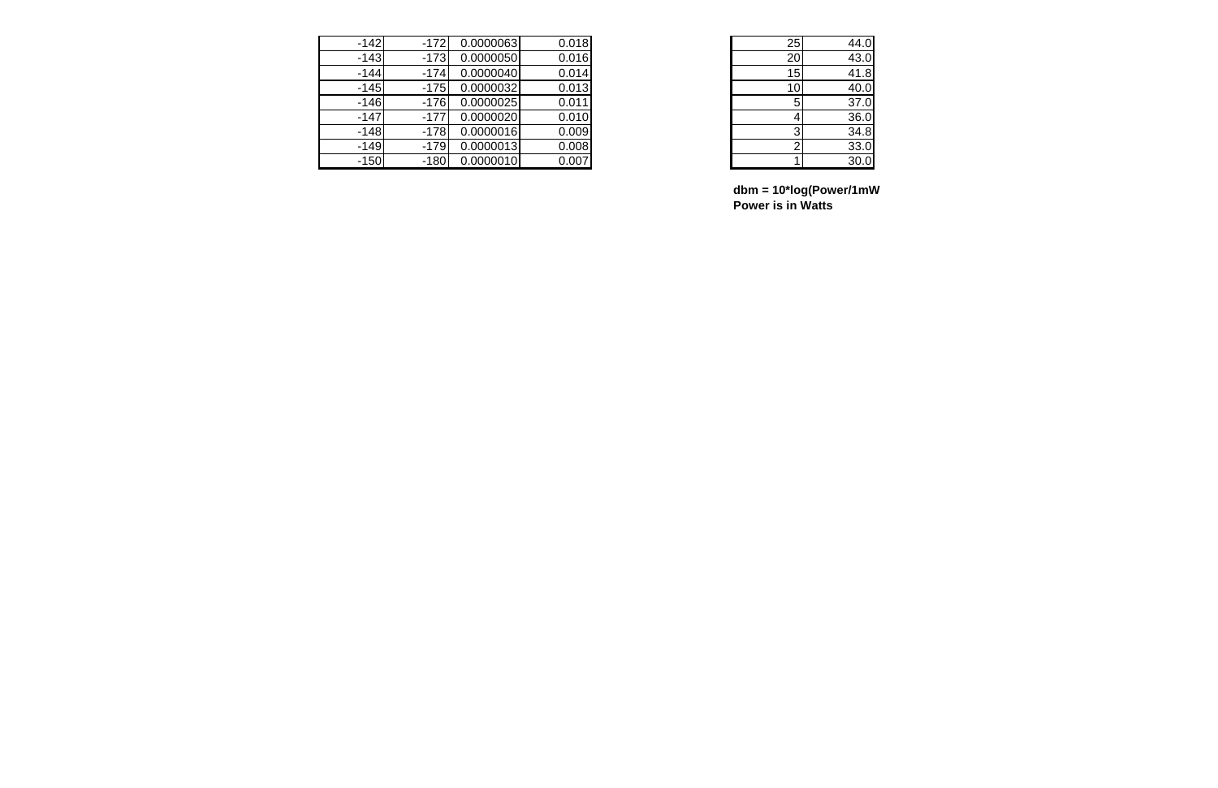| | | | |
|---|---|---|---|
| -142 | -172 | 0.0000063 | 0.018 |
| -143 | -173 | 0.0000050 | 0.016 |
| -144 | -174 | 0.0000040 | 0.014 |
| -145 | -175 | 0.0000032 | 0.013 |
| -146 | -176 | 0.0000025 | 0.011 |
| -147 | -177 | 0.0000020 | 0.010 |
| -148 | -178 | 0.0000016 | 0.009 |
| -149 | -179 | 0.0000013 | 0.008 |
| -150 | -180 | 0.0000010 | 0.007 |

| | |
|---|---|
| 25 | 44.0 |
| 20 | 43.0 |
| 15 | 41.8 |
| 10 | 40.0 |
| 5 | 37.0 |
| 4 | 36.0 |
| 3 | 34.8 |
| 2 | 33.0 |
| 1 | 30.0 |

**dbm = 10*log(Power/1mW**
**Power is in Watts**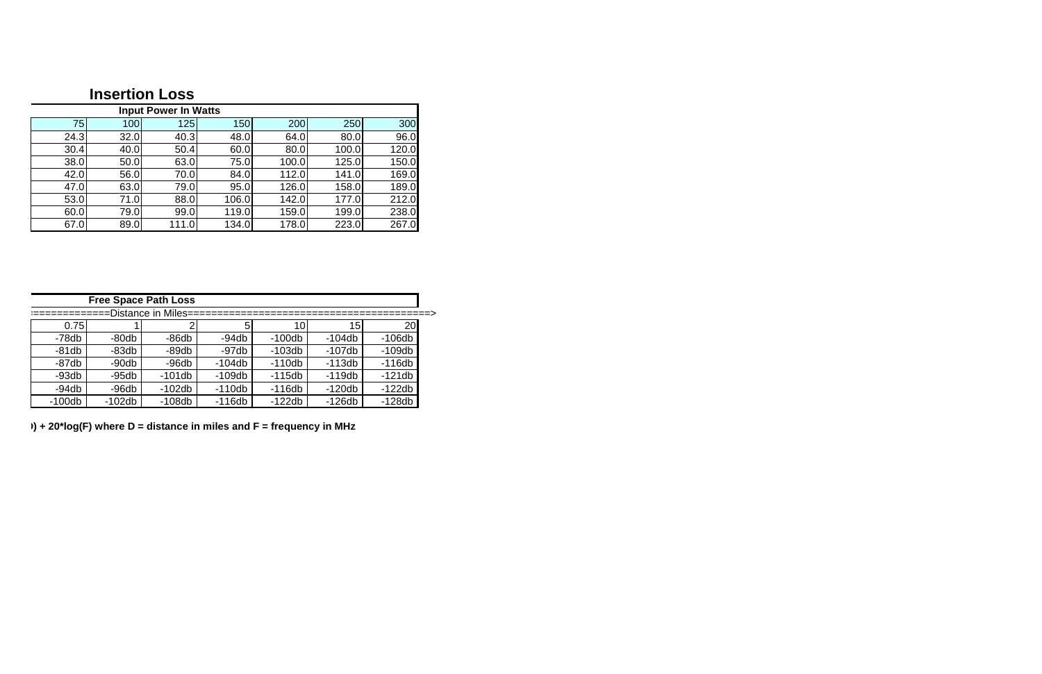## Insertion Loss

| Input Power In Watts | | | | | | |
|---|---|---|---|---|---|---|
| 75 | 100 | 125 | 150 | 200 | 250 | 300 |
| 24.3 | 32.0 | 40.3 | 48.0 | 64.0 | 80.0 | 96.0 |
| 30.4 | 40.0 | 50.4 | 60.0 | 80.0 | 100.0 | 120.0 |
| 38.0 | 50.0 | 63.0 | 75.0 | 100.0 | 125.0 | 150.0 |
| 42.0 | 56.0 | 70.0 | 84.0 | 112.0 | 141.0 | 169.0 |
| 47.0 | 63.0 | 79.0 | 95.0 | 126.0 | 158.0 | 189.0 |
| 53.0 | 71.0 | 88.0 | 106.0 | 142.0 | 177.0 | 212.0 |
| 60.0 | 79.0 | 99.0 | 119.0 | 159.0 | 199.0 | 238.0 |
| 67.0 | 89.0 | 111.0 | 134.0 | 178.0 | 223.0 | 267.0 |

| Free Space Path Loss | | | | | | |
|---|---|---|---|---|---|---|
| =============Distance in Miles=========================================> | | | | | | |
| 0.75 | 1 | 2 | 5 | 10 | 15 | 20 |
| -78db | -80db | -86db | -94db | -100db | -104db | -106db |
| -81db | -83db | -89db | -97db | -103db | -107db | -109db |
| -87db | -90db | -96db | -104db | -110db | -113db | -116db |
| -93db | -95db | -101db | -109db | -115db | -119db | -121db |
| -94db | -96db | -102db | -110db | -116db | -120db | -122db |
| -100db | -102db | -108db | -116db | -122db | -126db | -128db |

**) + 20*log(F) where D = distance in miles and F = frequency in MHz**